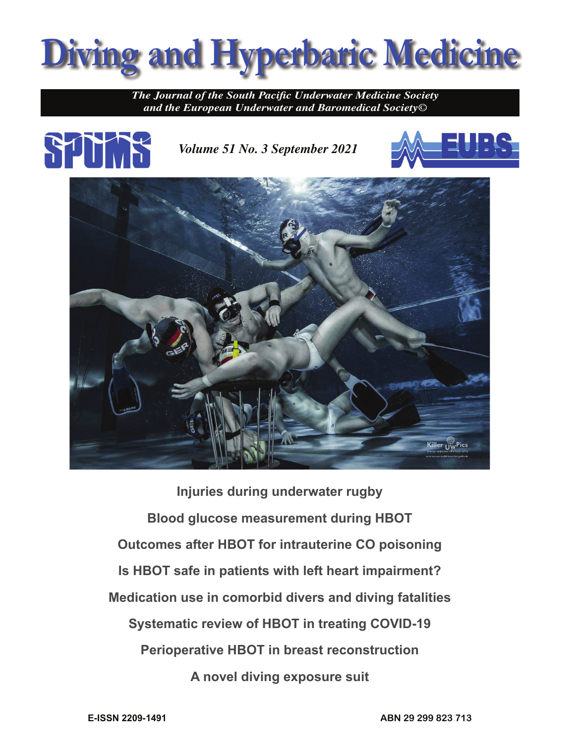# Diving and Hyperbaric Medicine

*The Journal of the South Pacific Underwater Medicine Society and the European Underwater and Baromedical Society©*

SPUMS

*Volume 51 No. 3 September 2021*

EUBS

**Injuries during underwater rugby**

**Blood glucose measurement during HBOT**

**Outcomes after HBOT for intrauterine CO poisoning**

**Is HBOT safe in patients with left heart impairment?**

**Medication use in comorbid divers and diving fatalities**

**Systematic review of HBOT in treating COVID-19**

**Perioperative HBOT in breast reconstruction**

**A novel diving exposure suit**

**E-ISSN 2209-1491**

**ABN 29 299 823 713**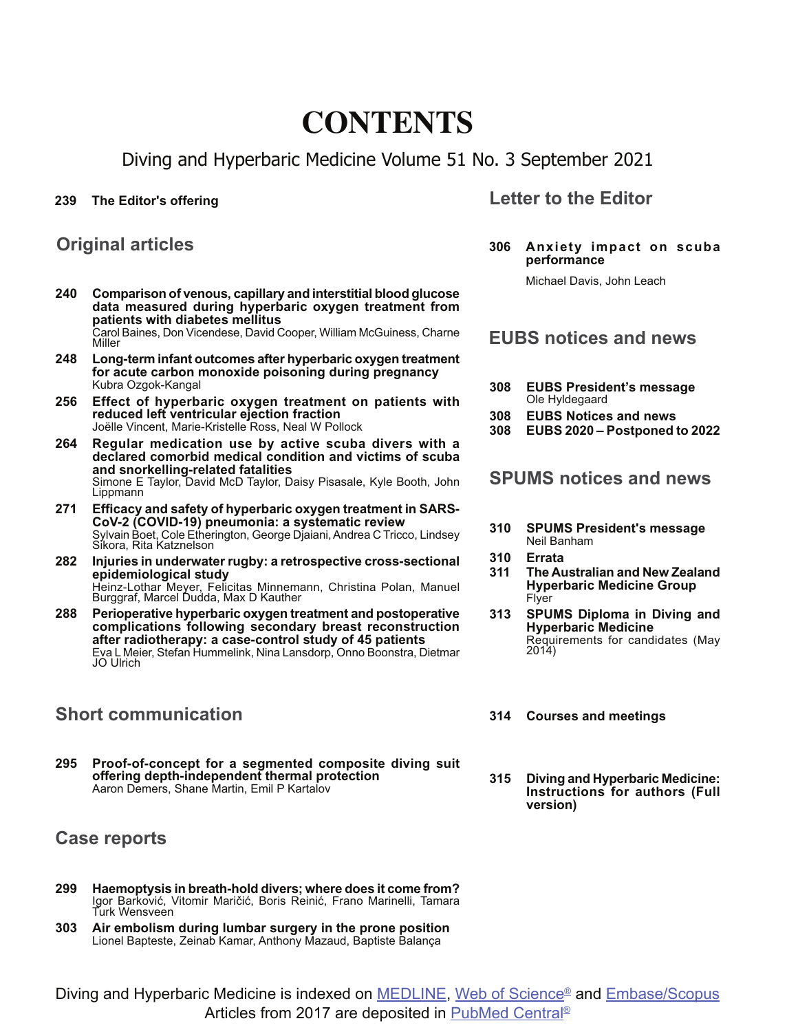# CONTENTS

Diving and Hyperbaric Medicine Volume 51 No. 3 September 2021

**239 The Editor's offering**

## Original articles

**240 Comparison of venous, capillary and interstitial blood glucose data measured during hyperbaric oxygen treatment from patients with diabetes mellitus**
Carol Baines, Don Vicendese, David Cooper, William McGuiness, Charne Miller

**248 Long-term infant outcomes after hyperbaric oxygen treatment for acute carbon monoxide poisoning during pregnancy**
Kubra Ozgok-Kangal

**256 Effect of hyperbaric oxygen treatment on patients with reduced left ventricular ejection fraction**
Joëlle Vincent, Marie-Kristelle Ross, Neal W Pollock

**264 Regular medication use by active scuba divers with a declared comorbid medical condition and victims of scuba and snorkelling-related fatalities**
Simone E Taylor, David McD Taylor, Daisy Pisasale, Kyle Booth, John Lippmann

**271 Efficacy and safety of hyperbaric oxygen treatment in SARS-CoV-2 (COVID-19) pneumonia: a systematic review**
Sylvain Boet, Cole Etherington, George Djaiani, Andrea C Tricco, Lindsey Sikora, Rita Katznelson

**282 Injuries in underwater rugby: a retrospective cross-sectional epidemiological study**
Heinz-Lothar Meyer, Felicitas Minnemann, Christina Polan, Manuel Burggraf, Marcel Dudda, Max D Kauther

**288 Perioperative hyperbaric oxygen treatment and postoperative complications following secondary breast reconstruction after radiotherapy: a case-control study of 45 patients**
Eva L Meier, Stefan Hummelink, Nina Lansdorp, Onno Boonstra, Dietmar JO Ulrich

## Short communication

**295 Proof-of-concept for a segmented composite diving suit offering depth-independent thermal protection**
Aaron Demers, Shane Martin, Emil P Kartalov

## Case reports

**299 Haemoptysis in breath-hold divers; where does it come from?**
Igor Barković, Vitomir Maričić, Boris Reinić, Frano Marinelli, Tamara Turk Wensveen

**303 Air embolism during lumbar surgery in the prone position**
Lionel Bapteste, Zeinab Kamar, Anthony Mazaud, Baptiste Balança

## Letter to the Editor

**306 Anxiety impact on scuba performance**
Michael Davis, John Leach

## EUBS notices and news

**308 EUBS President's message**
Ole Hyldegaard

**308 EUBS Notices and news**

**308 EUBS 2020 – Postponed to 2022**

## SPUMS notices and news

**310 SPUMS President's message**
Neil Banham

**310 Errata**

**311 The Australian and New Zealand Hyperbaric Medicine Group**
Flyer

**313 SPUMS Diploma in Diving and Hyperbaric Medicine**
Requirements for candidates (May 2014)

**314 Courses and meetings**

**315 Diving and Hyperbaric Medicine: Instructions for authors (Full version)**

Diving and Hyperbaric Medicine is indexed on MEDLINE, Web of Science® and Embase/Scopus
Articles from 2017 are deposited in PubMed Central®